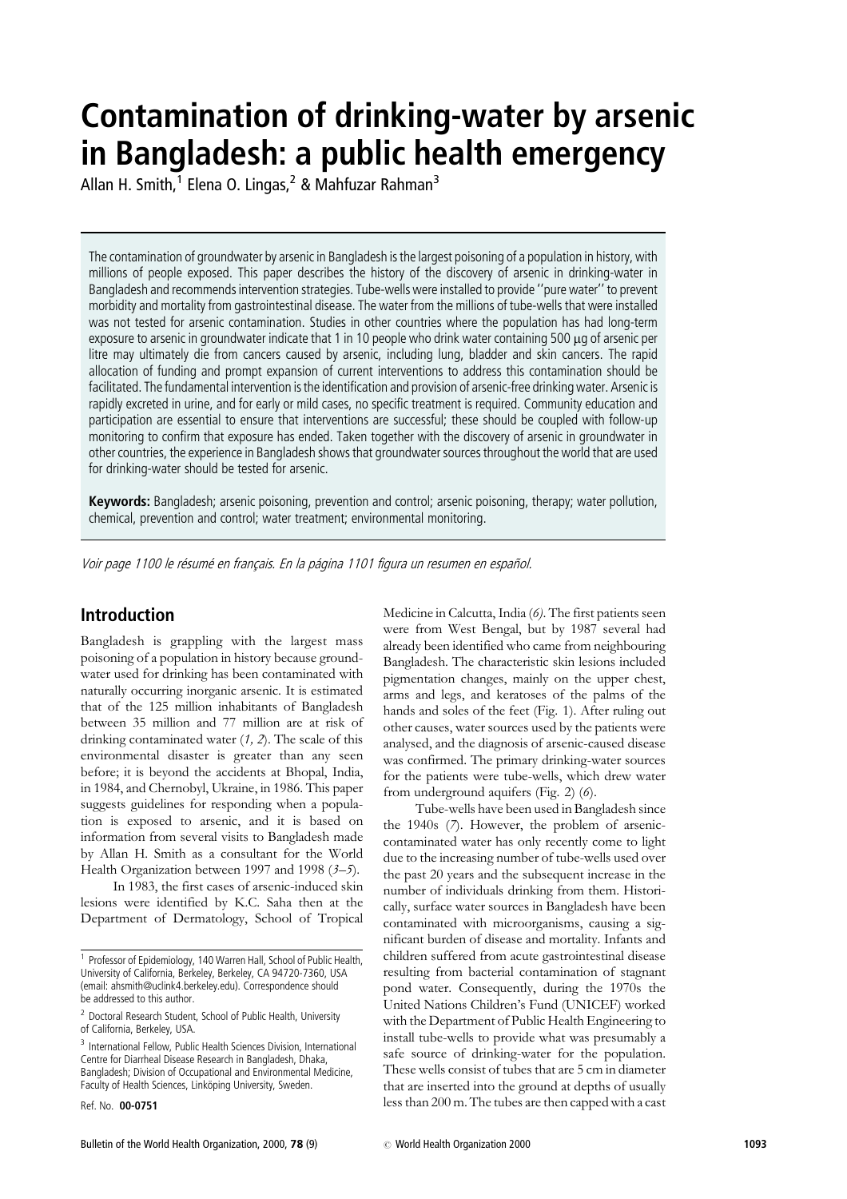# Contamination of drinking-water by arsenic in Bangladesh: a public health emergency

Allan H. Smith,[1] Elena O. Lingas,[2] & Mahfuzar Rahman[3]

The contamination of groundwater by arsenic in Bangladesh is the largest poisoning of a population in history, with millions of people exposed. This paper describes the history of the discovery of arsenic in drinking-water in Bangladesh and recommends intervention strategies. Tube-wells were installed to provide ''pure water'' to prevent morbidity and mortality from gastrointestinal disease. The water from the millions of tube-wells that were installed was not tested for arsenic contamination. Studies in other countries where the population has had long-term exposure to arsenic in groundwater indicate that 1 in 10 people who drink water containing 500 µg of arsenic per litre may ultimately die from cancers caused by arsenic, including lung, bladder and skin cancers. The rapid allocation of funding and prompt expansion of current interventions to address this contamination should be facilitated. The fundamental intervention is the identification and provision of arsenic-free drinking water. Arsenic is rapidly excreted in urine, and for early or mild cases, no specific treatment is required. Community education and participation are essential to ensure that interventions are successful; these should be coupled with follow-up monitoring to confirm that exposure has ended. Taken together with the discovery of arsenic in groundwater in other countries, the experience in Bangladesh shows that groundwater sources throughout the world that are used for drinking-water should be tested for arsenic.

**Keywords:** Bangladesh; arsenic poisoning, prevention and control; arsenic poisoning, therapy; water pollution, chemical, prevention and control; water treatment; environmental monitoring.

*Voir page 1100 le résumé en français. En la página 1101 figura un resumen en español.*

## Introduction

Bangladesh is grappling with the largest mass poisoning of a population in history because groundwater used for drinking has been contaminated with naturally occurring inorganic arsenic. It is estimated that of the 125 million inhabitants of Bangladesh between 35 million and 77 million are at risk of drinking contaminated water (*1, 2*). The scale of this environmental disaster is greater than any seen before; it is beyond the accidents at Bhopal, India, in 1984, and Chernobyl, Ukraine, in 1986. This paper suggests guidelines for responding when a population is exposed to arsenic, and it is based on information from several visits to Bangladesh made by Allan H. Smith as a consultant for the World Health Organization between 1997 and 1998 (*3–5*).

In 1983, the first cases of arsenic-induced skin lesions were identified by K.C. Saha then at the Department of Dermatology, School of Tropical Medicine in Calcutta, India (*6*). The first patients seen were from West Bengal, but by 1987 several had already been identified who came from neighbouring Bangladesh. The characteristic skin lesions included pigmentation changes, mainly on the upper chest, arms and legs, and keratoses of the palms of the hands and soles of the feet (Fig. 1). After ruling out other causes, water sources used by the patients were analysed, and the diagnosis of arsenic-caused disease was confirmed. The primary drinking-water sources for the patients were tube-wells, which drew water from underground aquifers (Fig. 2) (*6*).

Tube-wells have been used in Bangladesh since the 1940s (*7*). However, the problem of arsenic-contaminated water has only recently come to light due to the increasing number of tube-wells used over the past 20 years and the subsequent increase in the number of individuals drinking from them. Historically, surface water sources in Bangladesh have been contaminated with microorganisms, causing a significant burden of disease and mortality. Infants and children suffered from acute gastrointestinal disease resulting from bacterial contamination of stagnant pond water. Consequently, during the 1970s the United Nations Children's Fund (UNICEF) worked with the Department of Public Health Engineering to install tube-wells to provide what was presumably a safe source of drinking-water for the population. These wells consist of tubes that are 5 cm in diameter that are inserted into the ground at depths of usually less than 200 m. The tubes are then capped with a cast

[1] Professor of Epidemiology, 140 Warren Hall, School of Public Health, University of California, Berkeley, Berkeley, CA 94720-7360, USA (email: ahsmith@uclink4.berkeley.edu). Correspondence should be addressed to this author.

[2] Doctoral Research Student, School of Public Health, University of California, Berkeley, USA.

[3] International Fellow, Public Health Sciences Division, International Centre for Diarrheal Disease Research in Bangladesh, Dhaka, Bangladesh; Division of Occupational and Environmental Medicine, Faculty of Health Sciences, Linköping University, Sweden.

Ref. No. **00-0751**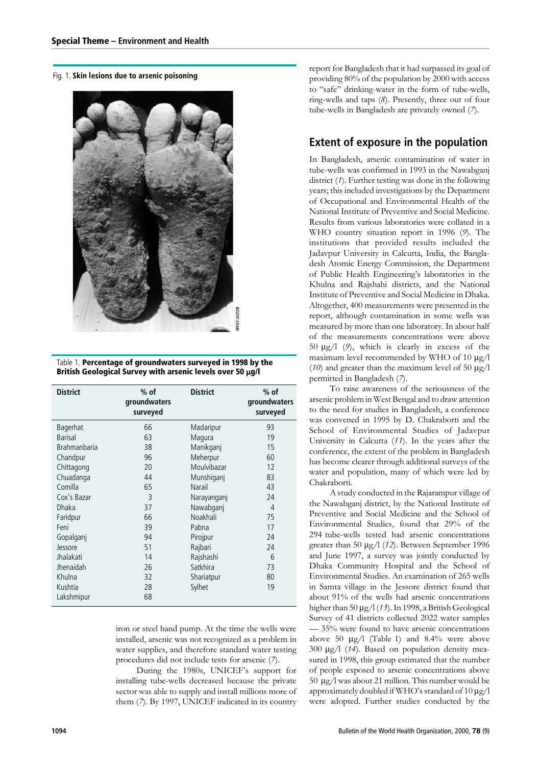Fig. 1. **Skin lesions due to arsenic poisoning**

Table 1. **Percentage of groundwaters surveyed in 1998 by the British Geological Survey with arsenic levels over 50 μg/l**

| District | % of groundwaters surveyed | District | % of groundwaters surveyed |
|---|---|---|---|
| Bagerhat | 66 | Madaripur | 93 |
| Barisal | 63 | Magura | 19 |
| Brahmanbaria | 38 | Manikganj | 15 |
| Chandpur | 96 | Meherpur | 60 |
| Chittagong | 20 | Moulvibazar | 12 |
| Chuadanga | 44 | Munshiganj | 83 |
| Comilla | 65 | Narail | 43 |
| Cox's Bazar | 3 | Narayanganj | 24 |
| Dhaka | 37 | Nawabganj | 4 |
| Faridpur | 66 | Noakhali | 75 |
| Feni | 39 | Pabna | 17 |
| Gopalganj | 94 | Pirojpur | 24 |
| Jessore | 51 | Rajbari | 24 |
| Jhalakati | 14 | Rajshashi | 6 |
| Jhenaidah | 26 | Satkhira | 73 |
| Khulna | 32 | Shariatpur | 80 |
| Kushtia | 28 | Sylhet | 19 |
| Lakshmipur | 68 | | |

iron or steel hand pump. At the time the wells were installed, arsenic was not recognized as a problem in water supplies, and therefore standard water testing procedures did not include tests for arsenic (*7*).

During the 1980s, UNICEF's support for installing tube-wells decreased because the private sector was able to supply and install millions more of them (*7*). By 1997, UNICEF indicated in its country report for Bangladesh that it had surpassed its goal of providing 80% of the population by 2000 with access to "safe" drinking-water in the form of tube-wells, ring-wells and taps (*8*). Presently, three out of four tube-wells in Bangladesh are privately owned (*7*).

## Extent of exposure in the population

In Bangladesh, arsenic contamination of water in tube-wells was confirmed in 1993 in the Nawabganj district (*1*). Further testing was done in the following years; this included investigations by the Department of Occupational and Environmental Health of the National Institute of Preventive and Social Medicine. Results from various laboratories were collated in a WHO country situation report in 1996 (*9*). The institutions that provided results included the Jadavpur University in Calcutta, India, the Bangladesh Atomic Energy Commission, the Department of Public Health Engineering's laboratories in the Khulna and Rajshahi districts, and the National Institute of Preventive and Social Medicine in Dhaka. Altogether, 400 measurements were presented in the report, although contamination in some wells was measured by more than one laboratory. In about half of the measurements concentrations were above 50 μg/l (*9*), which is clearly in excess of the maximum level recommended by WHO of 10 μg/l (*10*) and greater than the maximum level of 50 μg/l permitted in Bangladesh (*7*).

To raise awareness of the seriousness of the arsenic problem in West Bengal and to draw attention to the need for studies in Bangladesh, a conference was convened in 1995 by D. Chakraborti and the School of Environmental Studies of Jadavpur University in Calcutta (*11*). In the years after the conference, the extent of the problem in Bangladesh has become clearer through additional surveys of the water and population, many of which were led by Chakraborti.

A study conducted in the Rajarampur village of the Nawabganj district, by the National Institute of Preventive and Social Medicine and the School of Environmental Studies, found that 29% of the 294 tube-wells tested had arsenic concentrations greater than 50 μg/l (*12*). Between September 1996 and June 1997, a survey was jointly conducted by Dhaka Community Hospital and the School of Environmental Studies. An examination of 265 wells in Samta village in the Jessore district found that about 91% of the wells had arsenic concentrations higher than 50 μg/l (*13*). In 1998, a British Geological Survey of 41 districts collected 2022 water samples — 35% were found to have arsenic concentrations above 50 μg/l (Table 1) and 8.4% were above 300 μg/l (*14*). Based on population density measured in 1998, this group estimated that the number of people exposed to arsenic concentrations above 50 μg/l was about 21 million. This number would be approximately doubled if WHO's standard of 10 μg/l were adopted. Further studies conducted by the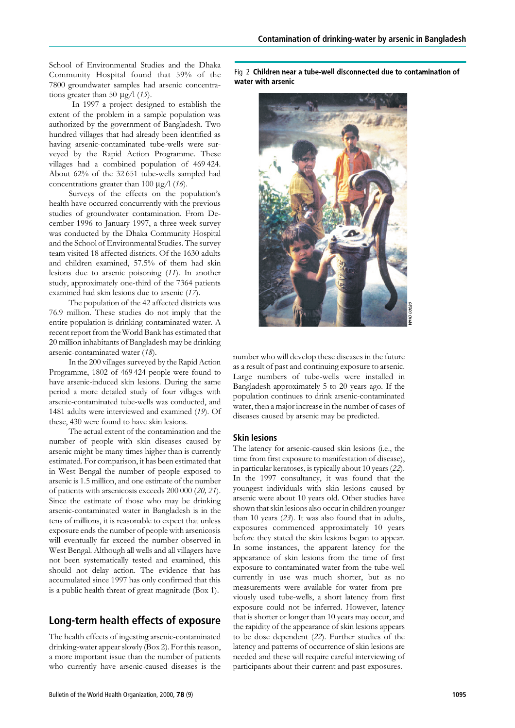School of Environmental Studies and the Dhaka Community Hospital found that 59% of the 7800 groundwater samples had arsenic concentrations greater than 50 μg/l (*15*).

In 1997 a project designed to establish the extent of the problem in a sample population was authorized by the government of Bangladesh. Two hundred villages that had already been identified as having arsenic-contaminated tube-wells were surveyed by the Rapid Action Programme. These villages had a combined population of 469 424. About 62% of the 32 651 tube-wells sampled had concentrations greater than 100 μg/l (*16*).

Surveys of the effects on the population's health have occurred concurrently with the previous studies of groundwater contamination. From December 1996 to January 1997, a three-week survey was conducted by the Dhaka Community Hospital and the School of Environmental Studies. The survey team visited 18 affected districts. Of the 1630 adults and children examined, 57.5% of them had skin lesions due to arsenic poisoning (*11*). In another study, approximately one-third of the 7364 patients examined had skin lesions due to arsenic (*17*).

The population of the 42 affected districts was 76.9 million. These studies do not imply that the entire population is drinking contaminated water. A recent report from the World Bank has estimated that 20 million inhabitants of Bangladesh may be drinking arsenic-contaminated water (*18*).

In the 200 villages surveyed by the Rapid Action Programme, 1802 of 469 424 people were found to have arsenic-induced skin lesions. During the same period a more detailed study of four villages with arsenic-contaminated tube-wells was conducted, and 1481 adults were interviewed and examined (*19*). Of these, 430 were found to have skin lesions.

The actual extent of the contamination and the number of people with skin diseases caused by arsenic might be many times higher than is currently estimated. For comparison, it has been estimated that in West Bengal the number of people exposed to arsenic is 1.5 million, and one estimate of the number of patients with arsenicosis exceeds 200 000 (*20, 21*). Since the estimate of those who may be drinking arsenic-contaminated water in Bangladesh is in the tens of millions, it is reasonable to expect that unless exposure ends the number of people with arsenicosis will eventually far exceed the number observed in West Bengal. Although all wells and all villagers have not been systematically tested and examined, this should not delay action. The evidence that has accumulated since 1997 has only confirmed that this is a public health threat of great magnitude (Box 1).

Fig. 2. **Children near a tube-well disconnected due to contamination of water with arsenic**

## Long-term health effects of exposure

The health effects of ingesting arsenic-contaminated drinking-water appear slowly (Box 2). For this reason, a more important issue than the number of patients who currently have arsenic-caused diseases is the number who will develop these diseases in the future as a result of past and continuing exposure to arsenic. Large numbers of tube-wells were installed in Bangladesh approximately 5 to 20 years ago. If the population continues to drink arsenic-contaminated water, then a major increase in the number of cases of diseases caused by arsenic may be predicted.

### Skin lesions

The latency for arsenic-caused skin lesions (i.e., the time from first exposure to manifestation of disease), in particular keratoses, is typically about 10 years (*22*). In the 1997 consultancy, it was found that the youngest individuals with skin lesions caused by arsenic were about 10 years old. Other studies have shown that skin lesions also occur in children younger than 10 years (*23*). It was also found that in adults, exposures commenced approximately 10 years before they stated the skin lesions began to appear. In some instances, the apparent latency for the appearance of skin lesions from the time of first exposure to contaminated water from the tube-well currently in use was much shorter, but as no measurements were available for water from previously used tube-wells, a short latency from first exposure could not be inferred. However, latency that is shorter or longer than 10 years may occur, and the rapidity of the appearance of skin lesions appears to be dose dependent (*22*). Further studies of the latency and patterns of occurrence of skin lesions are needed and these will require careful interviewing of participants about their current and past exposures.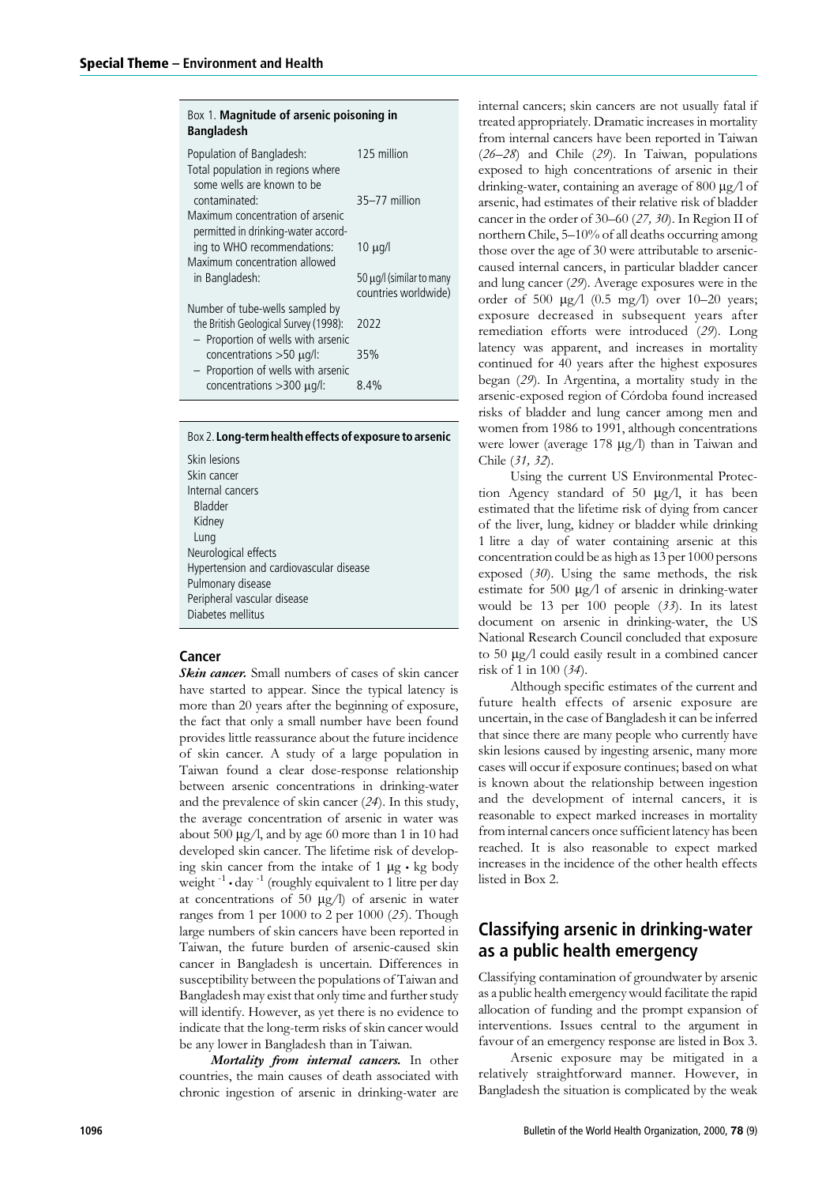Box 1. **Magnitude of arsenic poisoning in Bangladesh**

| | |
|---|---|
| Population of Bangladesh: | 125 million |
| Total population in regions where some wells are known to be contaminated: | 35–77 million |
| Maximum concentration of arsenic permitted in drinking-water according to WHO recommendations: | 10 μg/l |
| Maximum concentration allowed in Bangladesh: | 50 μg/l (similar to many countries worldwide) |
| Number of tube-wells sampled by the British Geological Survey (1998): | 2022 |
| – Proportion of wells with arsenic concentrations >50 μg/l: | 35% |
| – Proportion of wells with arsenic concentrations >300 μg/l: | 8.4% |

Box 2. **Long-term health effects of exposure to arsenic**

- Skin lesions
- Skin cancer
- Internal cancers
  - Bladder
  - Kidney
  - Lung
- Neurological effects
- Hypertension and cardiovascular disease
- Pulmonary disease
- Peripheral vascular disease
- Diabetes mellitus

### Cancer

***Skin cancer.*** Small numbers of cases of skin cancer have started to appear. Since the typical latency is more than 20 years after the beginning of exposure, the fact that only a small number have been found provides little reassurance about the future incidence of skin cancer. A study of a large population in Taiwan found a clear dose-response relationship between arsenic concentrations in drinking-water and the prevalence of skin cancer (*24*). In this study, the average concentration of arsenic in water was about 500 μg/l, and by age 60 more than 1 in 10 had developed skin cancer. The lifetime risk of developing skin cancer from the intake of 1 $\mu g \cdot kg$ body weight $^{-1} \cdot day^{-1}$ (roughly equivalent to 1 litre per day at concentrations of 50 μg/l) of arsenic in water ranges from 1 per 1000 to 2 per 1000 (*25*). Though large numbers of skin cancers have been reported in Taiwan, the future burden of arsenic-caused skin cancer in Bangladesh is uncertain. Differences in susceptibility between the populations of Taiwan and Bangladesh may exist that only time and further study will identify. However, as yet there is no evidence to indicate that the long-term risks of skin cancer would be any lower in Bangladesh than in Taiwan.

***Mortality from internal cancers.*** In other countries, the main causes of death associated with chronic ingestion of arsenic in drinking-water are internal cancers; skin cancers are not usually fatal if treated appropriately. Dramatic increases in mortality from internal cancers have been reported in Taiwan (*26–28*) and Chile (*29*). In Taiwan, populations exposed to high concentrations of arsenic in their drinking-water, containing an average of 800 μg/l of arsenic, had estimates of their relative risk of bladder cancer in the order of 30–60 (*27, 30*). In Region II of northern Chile, 5–10% of all deaths occurring among those over the age of 30 were attributable to arsenic-caused internal cancers, in particular bladder cancer and lung cancer (*29*). Average exposures were in the order of 500 μg/l (0.5 mg/l) over 10–20 years; exposure decreased in subsequent years after remediation efforts were introduced (*29*). Long latency was apparent, and increases in mortality continued for 40 years after the highest exposures began (*29*). In Argentina, a mortality study in the arsenic-exposed region of Córdoba found increased risks of bladder and lung cancer among men and women from 1986 to 1991, although concentrations were lower (average 178 μg/l) than in Taiwan and Chile (*31, 32*).

Using the current US Environmental Protection Agency standard of 50 μg/l, it has been estimated that the lifetime risk of dying from cancer of the liver, lung, kidney or bladder while drinking 1 litre a day of water containing arsenic at this concentration could be as high as 13 per 1000 persons exposed (*30*). Using the same methods, the risk estimate for 500 μg/l of arsenic in drinking-water would be 13 per 100 people (*33*). In its latest document on arsenic in drinking-water, the US National Research Council concluded that exposure to 50 μg/l could easily result in a combined cancer risk of 1 in 100 (*34*).

Although specific estimates of the current and future health effects of arsenic exposure are uncertain, in the case of Bangladesh it can be inferred that since there are many people who currently have skin lesions caused by ingesting arsenic, many more cases will occur if exposure continues; based on what is known about the relationship between ingestion and the development of internal cancers, it is reasonable to expect marked increases in mortality from internal cancers once sufficient latency has been reached. It is also reasonable to expect marked increases in the incidence of the other health effects listed in Box 2.

## Classifying arsenic in drinking-water as a public health emergency

Classifying contamination of groundwater by arsenic as a public health emergency would facilitate the rapid allocation of funding and the prompt expansion of interventions. Issues central to the argument in favour of an emergency response are listed in Box 3.

Arsenic exposure may be mitigated in a relatively straightforward manner. However, in Bangladesh the situation is complicated by the weak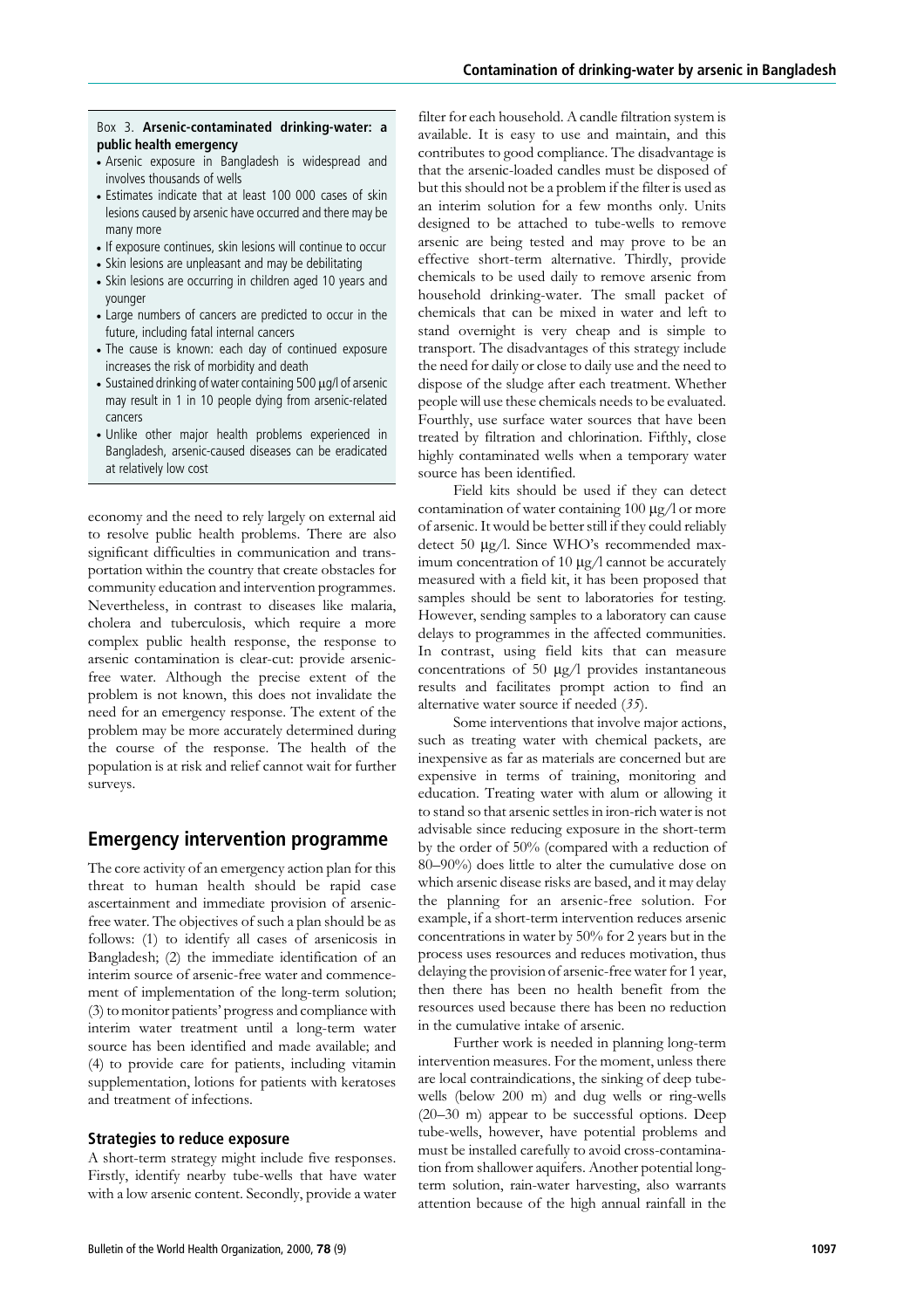Box 3. **Arsenic-contaminated drinking-water: a public health emergency**

- Arsenic exposure in Bangladesh is widespread and involves thousands of wells
- Estimates indicate that at least 100 000 cases of skin lesions caused by arsenic have occurred and there may be many more
- If exposure continues, skin lesions will continue to occur
- Skin lesions are unpleasant and may be debilitating
- Skin lesions are occurring in children aged 10 years and younger
- Large numbers of cancers are predicted to occur in the future, including fatal internal cancers
- The cause is known: each day of continued exposure increases the risk of morbidity and death
- Sustained drinking of water containing 500 µg/l of arsenic may result in 1 in 10 people dying from arsenic-related cancers
- Unlike other major health problems experienced in Bangladesh, arsenic-caused diseases can be eradicated at relatively low cost

economy and the need to rely largely on external aid to resolve public health problems. There are also significant difficulties in communication and transportation within the country that create obstacles for community education and intervention programmes. Nevertheless, in contrast to diseases like malaria, cholera and tuberculosis, which require a more complex public health response, the response to arsenic contamination is clear-cut: provide arsenic-free water. Although the precise extent of the problem is not known, this does not invalidate the need for an emergency response. The extent of the problem may be more accurately determined during the course of the response. The health of the population is at risk and relief cannot wait for further surveys.

## Emergency intervention programme

The core activity of an emergency action plan for this threat to human health should be rapid case ascertainment and immediate provision of arsenic-free water. The objectives of such a plan should be as follows: (1) to identify all cases of arsenicosis in Bangladesh; (2) the immediate identification of an interim source of arsenic-free water and commencement of implementation of the long-term solution; (3) to monitor patients' progress and compliance with interim water treatment until a long-term water source has been identified and made available; and (4) to provide care for patients, including vitamin supplementation, lotions for patients with keratoses and treatment of infections.

### Strategies to reduce exposure

A short-term strategy might include five responses. Firstly, identify nearby tube-wells that have water with a low arsenic content. Secondly, provide a water filter for each household. A candle filtration system is available. It is easy to use and maintain, and this contributes to good compliance. The disadvantage is that the arsenic-loaded candles must be disposed of but this should not be a problem if the filter is used as an interim solution for a few months only. Units designed to be attached to tube-wells to remove arsenic are being tested and may prove to be an effective short-term alternative. Thirdly, provide chemicals to be used daily to remove arsenic from household drinking-water. The small packet of chemicals that can be mixed in water and left to stand overnight is very cheap and is simple to transport. The disadvantages of this strategy include the need for daily or close to daily use and the need to dispose of the sludge after each treatment. Whether people will use these chemicals needs to be evaluated. Fourthly, use surface water sources that have been treated by filtration and chlorination. Fifthly, close highly contaminated wells when a temporary water source has been identified.

Field kits should be used if they can detect contamination of water containing 100 µg/l or more of arsenic. It would be better still if they could reliably detect 50 µg/l. Since WHO's recommended maximum concentration of 10 µg/l cannot be accurately measured with a field kit, it has been proposed that samples should be sent to laboratories for testing. However, sending samples to a laboratory can cause delays to programmes in the affected communities. In contrast, using field kits that can measure concentrations of 50 µg/l provides instantaneous results and facilitates prompt action to find an alternative water source if needed (*35*).

Some interventions that involve major actions, such as treating water with chemical packets, are inexpensive as far as materials are concerned but are expensive in terms of training, monitoring and education. Treating water with alum or allowing it to stand so that arsenic settles in iron-rich water is not advisable since reducing exposure in the short-term by the order of 50% (compared with a reduction of 80–90%) does little to alter the cumulative dose on which arsenic disease risks are based, and it may delay the planning for an arsenic-free solution. For example, if a short-term intervention reduces arsenic concentrations in water by 50% for 2 years but in the process uses resources and reduces motivation, thus delaying the provision of arsenic-free water for 1 year, then there has been no health benefit from the resources used because there has been no reduction in the cumulative intake of arsenic.

Further work is needed in planning long-term intervention measures. For the moment, unless there are local contraindications, the sinking of deep tube-wells (below 200 m) and dug wells or ring-wells (20–30 m) appear to be successful options. Deep tube-wells, however, have potential problems and must be installed carefully to avoid cross-contamination from shallower aquifers. Another potential long-term solution, rain-water harvesting, also warrants attention because of the high annual rainfall in the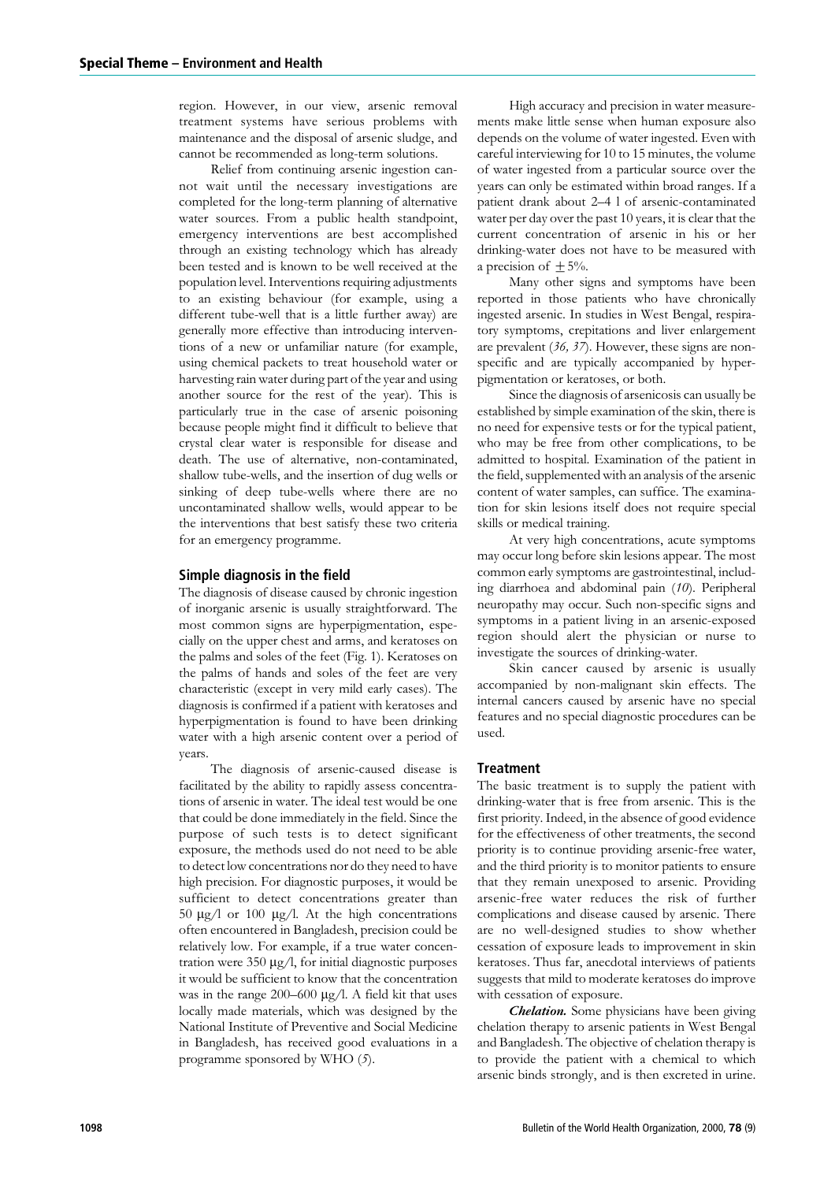region. However, in our view, arsenic removal treatment systems have serious problems with maintenance and the disposal of arsenic sludge, and cannot be recommended as long-term solutions.

Relief from continuing arsenic ingestion cannot wait until the necessary investigations are completed for the long-term planning of alternative water sources. From a public health standpoint, emergency interventions are best accomplished through an existing technology which has already been tested and is known to be well received at the population level. Interventions requiring adjustments to an existing behaviour (for example, using a different tube-well that is a little further away) are generally more effective than introducing interventions of a new or unfamiliar nature (for example, using chemical packets to treat household water or harvesting rain water during part of the year and using another source for the rest of the year). This is particularly true in the case of arsenic poisoning because people might find it difficult to believe that crystal clear water is responsible for disease and death. The use of alternative, non-contaminated, shallow tube-wells, and the insertion of dug wells or sinking of deep tube-wells where there are no uncontaminated shallow wells, would appear to be the interventions that best satisfy these two criteria for an emergency programme.

## Simple diagnosis in the field

The diagnosis of disease caused by chronic ingestion of inorganic arsenic is usually straightforward. The most common signs are hyperpigmentation, especially on the upper chest and arms, and keratoses on the palms and soles of the feet (Fig. 1). Keratoses on the palms of hands and soles of the feet are very characteristic (except in very mild early cases). The diagnosis is confirmed if a patient with keratoses and hyperpigmentation is found to have been drinking water with a high arsenic content over a period of years.

The diagnosis of arsenic-caused disease is facilitated by the ability to rapidly assess concentrations of arsenic in water. The ideal test would be one that could be done immediately in the field. Since the purpose of such tests is to detect significant exposure, the methods used do not need to be able to detect low concentrations nor do they need to have high precision. For diagnostic purposes, it would be sufficient to detect concentrations greater than 50 μg/l or 100 μg/l. At the high concentrations often encountered in Bangladesh, precision could be relatively low. For example, if a true water concentration were 350 μg/l, for initial diagnostic purposes it would be sufficient to know that the concentration was in the range 200–600 μg/l. A field kit that uses locally made materials, which was designed by the National Institute of Preventive and Social Medicine in Bangladesh, has received good evaluations in a programme sponsored by WHO (*5*).

High accuracy and precision in water measurements make little sense when human exposure also depends on the volume of water ingested. Even with careful interviewing for 10 to 15 minutes, the volume of water ingested from a particular source over the years can only be estimated within broad ranges. If a patient drank about 2–4 l of arsenic-contaminated water per day over the past 10 years, it is clear that the current concentration of arsenic in his or her drinking-water does not have to be measured with a precision of $\pm 5\%$.

Many other signs and symptoms have been reported in those patients who have chronically ingested arsenic. In studies in West Bengal, respiratory symptoms, crepitations and liver enlargement are prevalent (*36, 37*). However, these signs are non-specific and are typically accompanied by hyperpigmentation or keratoses, or both.

Since the diagnosis of arsenicosis can usually be established by simple examination of the skin, there is no need for expensive tests or for the typical patient, who may be free from other complications, to be admitted to hospital. Examination of the patient in the field, supplemented with an analysis of the arsenic content of water samples, can suffice. The examination for skin lesions itself does not require special skills or medical training.

At very high concentrations, acute symptoms may occur long before skin lesions appear. The most common early symptoms are gastrointestinal, including diarrhoea and abdominal pain (*10*). Peripheral neuropathy may occur. Such non-specific signs and symptoms in a patient living in an arsenic-exposed region should alert the physician or nurse to investigate the sources of drinking-water.

Skin cancer caused by arsenic is usually accompanied by non-malignant skin effects. The internal cancers caused by arsenic have no special features and no special diagnostic procedures can be used.

## Treatment

The basic treatment is to supply the patient with drinking-water that is free from arsenic. This is the first priority. Indeed, in the absence of good evidence for the effectiveness of other treatments, the second priority is to continue providing arsenic-free water, and the third priority is to monitor patients to ensure that they remain unexposed to arsenic. Providing arsenic-free water reduces the risk of further complications and disease caused by arsenic. There are no well-designed studies to show whether cessation of exposure leads to improvement in skin keratoses. Thus far, anecdotal interviews of patients suggests that mild to moderate keratoses do improve with cessation of exposure.

***Chelation.*** Some physicians have been giving chelation therapy to arsenic patients in West Bengal and Bangladesh. The objective of chelation therapy is to provide the patient with a chemical to which arsenic binds strongly, and is then excreted in urine.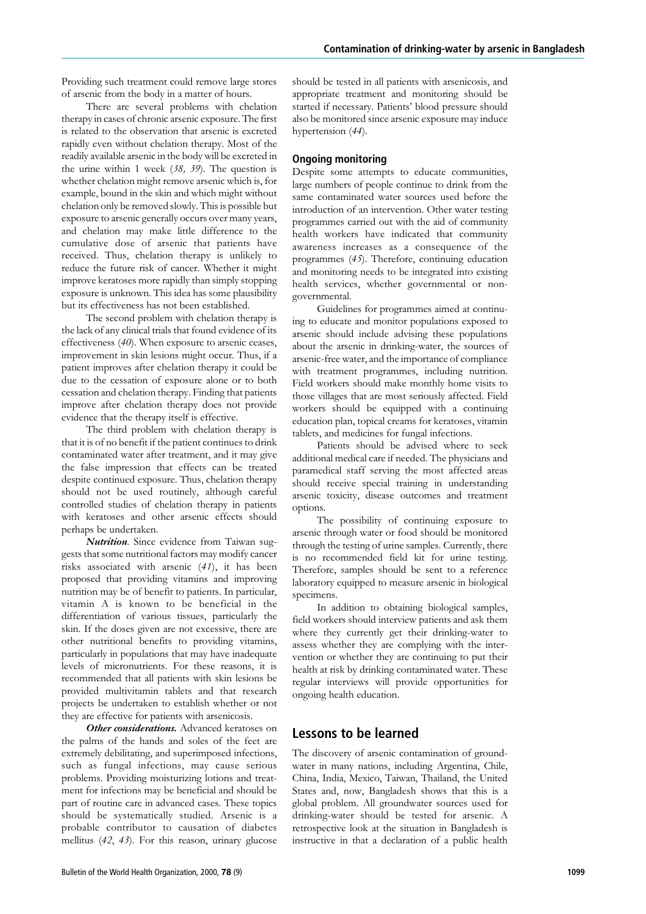Providing such treatment could remove large stores of arsenic from the body in a matter of hours.

There are several problems with chelation therapy in cases of chronic arsenic exposure. The first is related to the observation that arsenic is excreted rapidly even without chelation therapy. Most of the readily available arsenic in the body will be excreted in the urine within 1 week (*38, 39*). The question is whether chelation might remove arsenic which is, for example, bound in the skin and which might without chelation only be removed slowly. This is possible but exposure to arsenic generally occurs over many years, and chelation may make little difference to the cumulative dose of arsenic that patients have received. Thus, chelation therapy is unlikely to reduce the future risk of cancer. Whether it might improve keratoses more rapidly than simply stopping exposure is unknown. This idea has some plausibility but its effectiveness has not been established.

The second problem with chelation therapy is the lack of any clinical trials that found evidence of its effectiveness (*40*). When exposure to arsenic ceases, improvement in skin lesions might occur. Thus, if a patient improves after chelation therapy it could be due to the cessation of exposure alone or to both cessation and chelation therapy. Finding that patients improve after chelation therapy does not provide evidence that the therapy itself is effective.

The third problem with chelation therapy is that it is of no benefit if the patient continues to drink contaminated water after treatment, and it may give the false impression that effects can be treated despite continued exposure. Thus, chelation therapy should not be used routinely, although careful controlled studies of chelation therapy in patients with keratoses and other arsenic effects should perhaps be undertaken.

***Nutrition.*** Since evidence from Taiwan suggests that some nutritional factors may modify cancer risks associated with arsenic (*41*), it has been proposed that providing vitamins and improving nutrition may be of benefit to patients. In particular, vitamin A is known to be beneficial in the differentiation of various tissues, particularly the skin. If the doses given are not excessive, there are other nutritional benefits to providing vitamins, particularly in populations that may have inadequate levels of micronutrients. For these reasons, it is recommended that all patients with skin lesions be provided multivitamin tablets and that research projects be undertaken to establish whether or not they are effective for patients with arsenicosis.

***Other considerations.*** Advanced keratoses on the palms of the hands and soles of the feet are extremely debilitating, and superimposed infections, such as fungal infections, may cause serious problems. Providing moisturizing lotions and treatment for infections may be beneficial and should be part of routine care in advanced cases. These topics should be systematically studied. Arsenic is a probable contributor to causation of diabetes mellitus (*42*, *43*). For this reason, urinary glucose should be tested in all patients with arsenicosis, and appropriate treatment and monitoring should be started if necessary. Patients' blood pressure should also be monitored since arsenic exposure may induce hypertension (*44*).

### Ongoing monitoring

Despite some attempts to educate communities, large numbers of people continue to drink from the same contaminated water sources used before the introduction of an intervention. Other water testing programmes carried out with the aid of community health workers have indicated that community awareness increases as a consequence of the programmes (*45*). Therefore, continuing education and monitoring needs to be integrated into existing health services, whether governmental or non-governmental.

Guidelines for programmes aimed at continuing to educate and monitor populations exposed to arsenic should include advising these populations about the arsenic in drinking-water, the sources of arsenic-free water, and the importance of compliance with treatment programmes, including nutrition. Field workers should make monthly home visits to those villages that are most seriously affected. Field workers should be equipped with a continuing education plan, topical creams for keratoses, vitamin tablets, and medicines for fungal infections.

Patients should be advised where to seek additional medical care if needed. The physicians and paramedical staff serving the most affected areas should receive special training in understanding arsenic toxicity, disease outcomes and treatment options.

The possibility of continuing exposure to arsenic through water or food should be monitored through the testing of urine samples. Currently, there is no recommended field kit for urine testing. Therefore, samples should be sent to a reference laboratory equipped to measure arsenic in biological specimens.

In addition to obtaining biological samples, field workers should interview patients and ask them where they currently get their drinking-water to assess whether they are complying with the intervention or whether they are continuing to put their health at risk by drinking contaminated water. These regular interviews will provide opportunities for ongoing health education.

## Lessons to be learned

The discovery of arsenic contamination of groundwater in many nations, including Argentina, Chile, China, India, Mexico, Taiwan, Thailand, the United States and, now, Bangladesh shows that this is a global problem. All groundwater sources used for drinking-water should be tested for arsenic. A retrospective look at the situation in Bangladesh is instructive in that a declaration of a public health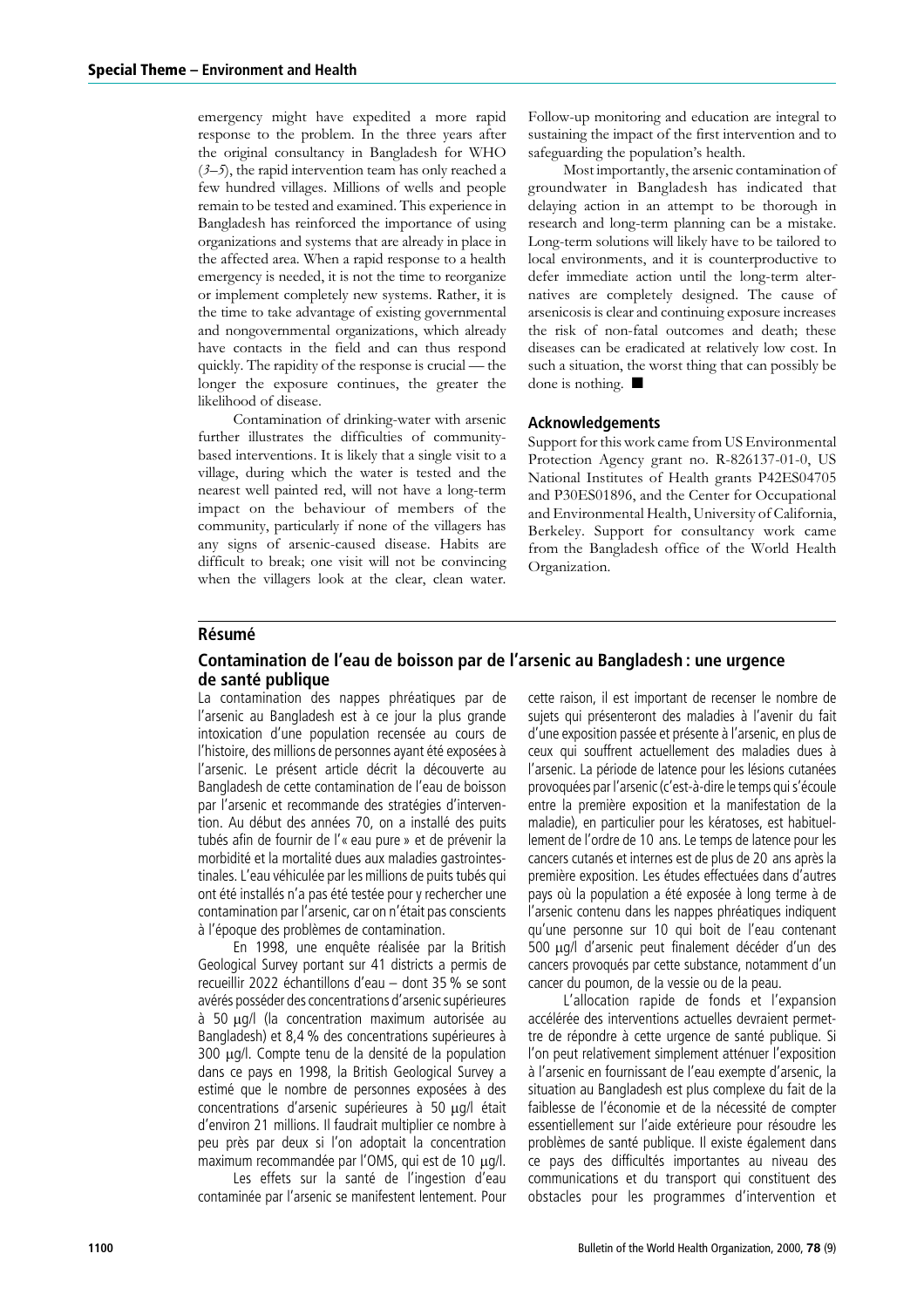emergency might have expedited a more rapid response to the problem. In the three years after the original consultancy in Bangladesh for WHO (*3–5*), the rapid intervention team has only reached a few hundred villages. Millions of wells and people remain to be tested and examined. This experience in Bangladesh has reinforced the importance of using organizations and systems that are already in place in the affected area. When a rapid response to a health emergency is needed, it is not the time to reorganize or implement completely new systems. Rather, it is the time to take advantage of existing governmental and nongovernmental organizations, which already have contacts in the field and can thus respond quickly. The rapidity of the response is crucial — the longer the exposure continues, the greater the likelihood of disease.

Contamination of drinking-water with arsenic further illustrates the difficulties of community-based interventions. It is likely that a single visit to a village, during which the water is tested and the nearest well painted red, will not have a long-term impact on the behaviour of members of the community, particularly if none of the villagers has any signs of arsenic-caused disease. Habits are difficult to break; one visit will not be convincing when the villagers look at the clear, clean water. Follow-up monitoring and education are integral to sustaining the impact of the first intervention and to safeguarding the population's health.

Most importantly, the arsenic contamination of groundwater in Bangladesh has indicated that delaying action in an attempt to be thorough in research and long-term planning can be a mistake. Long-term solutions will likely have to be tailored to local environments, and it is counterproductive to defer immediate action until the long-term alternatives are completely designed. The cause of arsenicosis is clear and continuing exposure increases the risk of non-fatal outcomes and death; these diseases can be eradicated at relatively low cost. In such a situation, the worst thing that can possibly be done is nothing. ■

## Acknowledgements

Support for this work came from US Environmental Protection Agency grant no. R-826137-01-0, US National Institutes of Health grants P42ES04705 and P30ES01896, and the Center for Occupational and Environmental Health, University of California, Berkeley. Support for consultancy work came from the Bangladesh office of the World Health Organization.

## Résumé

### Contamination de l'eau de boisson par de l'arsenic au Bangladesh : une urgence de santé publique

La contamination des nappes phréatiques par de l'arsenic au Bangladesh est à ce jour la plus grande intoxication d'une population recensée au cours de l'histoire, des millions de personnes ayant été exposées à l'arsenic. Le présent article décrit la découverte au Bangladesh de cette contamination de l'eau de boisson par l'arsenic et recommande des stratégies d'intervention. Au début des années 70, on a installé des puits tubés afin de fournir de l'« eau pure » et de prévenir la morbidité et la mortalité dues aux maladies gastrointestinales. L'eau véhiculée par les millions de puits tubés qui ont été installés n'a pas été testée pour y rechercher une contamination par l'arsenic, car on n'était pas conscients à l'époque des problèmes de contamination.

En 1998, une enquête réalisée par la British Geological Survey portant sur 41 districts a permis de recueillir 2022 échantillons d'eau – dont 35 % se sont avérés posséder des concentrations d'arsenic supérieures à 50 μg/l (la concentration maximum autorisée au Bangladesh) et 8,4 % des concentrations supérieures à 300 μg/l. Compte tenu de la densité de la population dans ce pays en 1998, la British Geological Survey a estimé que le nombre de personnes exposées à des concentrations d'arsenic supérieures à 50 μg/l était d'environ 21 millions. Il faudrait multiplier ce nombre à peu près par deux si l'on adoptait la concentration maximum recommandée par l'OMS, qui est de 10 μg/l.

Les effets sur la santé de l'ingestion d'eau contaminée par l'arsenic se manifestent lentement. Pour cette raison, il est important de recenser le nombre de sujets qui présenteront des maladies à l'avenir du fait d'une exposition passée et présente à l'arsenic, en plus de ceux qui souffrent actuellement des maladies dues à l'arsenic. La période de latence pour les lésions cutanées provoquées par l'arsenic (c'est-à-dire le temps qui s'écoule entre la première exposition et la manifestation de la maladie), en particulier pour les kératoses, est habituellement de l'ordre de 10 ans. Le temps de latence pour les cancers cutanés et internes est de plus de 20 ans après la première exposition. Les études effectuées dans d'autres pays où la population a été exposée à long terme à de l'arsenic contenu dans les nappes phréatiques indiquent qu'une personne sur 10 qui boit de l'eau contenant 500 μg/l d'arsenic peut finalement décéder d'un des cancers provoqués par cette substance, notamment d'un cancer du poumon, de la vessie ou de la peau.

L'allocation rapide de fonds et l'expansion accélérée des interventions actuelles devraient permettre de répondre à cette urgence de santé publique. Si l'on peut relativement simplement atténuer l'exposition à l'arsenic en fournissant de l'eau exempte d'arsenic, la situation au Bangladesh est plus complexe du fait de la faiblesse de l'économie et de la nécessité de compter essentiellement sur l'aide extérieure pour résoudre les problèmes de santé publique. Il existe également dans ce pays des difficultés importantes au niveau des communications et du transport qui constituent des obstacles pour les programmes d'intervention et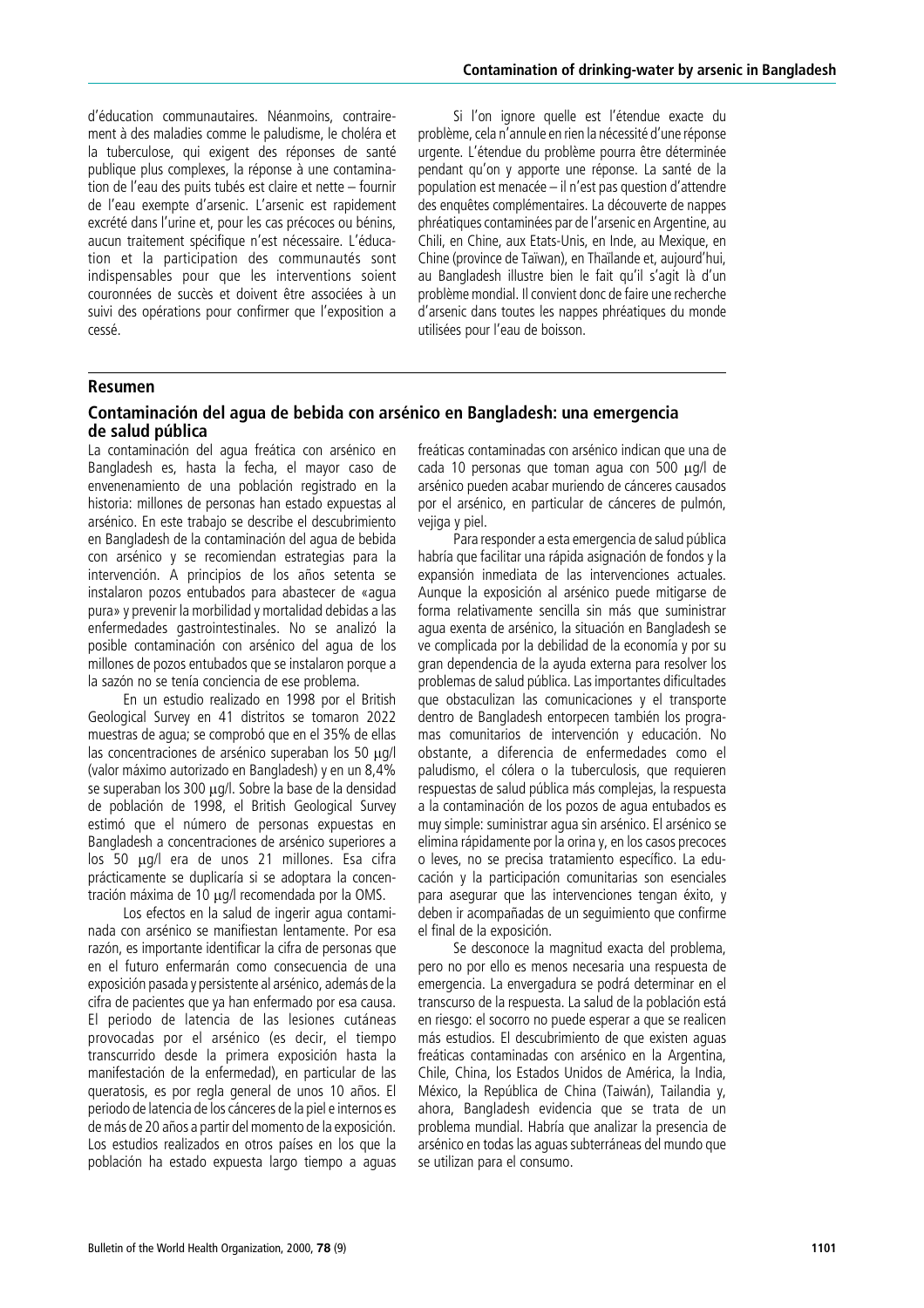d'éducation communautaires. Néanmoins, contrairement à des maladies comme le paludisme, le choléra et la tuberculose, qui exigent des réponses de santé publique plus complexes, la réponse à une contamination de l'eau des puits tubés est claire et nette – fournir de l'eau exempte d'arsenic. L'arsenic est rapidement excrété dans l'urine et, pour les cas précoces ou bénins, aucun traitement spécifique n'est nécessaire. L'éducation et la participation des communautés sont indispensables pour que les interventions soient couronnées de succès et doivent être associées à un suivi des opérations pour confirmer que l'exposition a cessé.

Si l'on ignore quelle est l'étendue exacte du problème, cela n'annule en rien la nécessité d'une réponse urgente. L'étendue du problème pourra être déterminée pendant qu'on y apporte une réponse. La santé de la population est menacée – il n'est pas question d'attendre des enquêtes complémentaires. La découverte de nappes phréatiques contaminées par de l'arsenic en Argentine, au Chili, en Chine, aux Etats-Unis, en Inde, au Mexique, en Chine (province de Taïwan), en Thaïlande et, aujourd'hui, au Bangladesh illustre bien le fait qu'il s'agit là d'un problème mondial. Il convient donc de faire une recherche d'arsenic dans toutes les nappes phréatiques du monde utilisées pour l'eau de boisson.

## Resumen

### Contaminación del agua de bebida con arsénico en Bangladesh: una emergencia de salud pública

La contaminación del agua freática con arsénico en Bangladesh es, hasta la fecha, el mayor caso de envenenamiento de una población registrado en la historia: millones de personas han estado expuestas al arsénico. En este trabajo se describe el descubrimiento en Bangladesh de la contaminación del agua de bebida con arsénico y se recomiendan estrategias para la intervención. A principios de los años setenta se instalaron pozos entubados para abastecer de «agua pura» y prevenir la morbilidad y mortalidad debidas a las enfermedades gastrointestinales. No se analizó la posible contaminación con arsénico del agua de los millones de pozos entubados que se instalaron porque a la sazón no se tenía conciencia de ese problema.

En un estudio realizado en 1998 por el British Geological Survey en 41 distritos se tomaron 2022 muestras de agua; se comprobó que en el 35% de ellas las concentraciones de arsénico superaban los 50 μg/l (valor máximo autorizado en Bangladesh) y en un 8,4% se superaban los 300 μg/l. Sobre la base de la densidad de población de 1998, el British Geological Survey estimó que el número de personas expuestas en Bangladesh a concentraciones de arsénico superiores a los 50 μg/l era de unos 21 millones. Esa cifra prácticamente se duplicaría si se adoptara la concentración máxima de 10 μg/l recomendada por la OMS.

Los efectos en la salud de ingerir agua contaminada con arsénico se manifiestan lentamente. Por esa razón, es importante identificar la cifra de personas que en el futuro enfermarán como consecuencia de una exposición pasada y persistente al arsénico, además de la cifra de pacientes que ya han enfermado por esa causa. El periodo de latencia de las lesiones cutáneas provocadas por el arsénico (es decir, el tiempo transcurrido desde la primera exposición hasta la manifestación de la enfermedad), en particular de las queratosis, es por regla general de unos 10 años. El periodo de latencia de los cánceres de la piel e internos es de más de 20 años a partir del momento de la exposición. Los estudios realizados en otros países en los que la población ha estado expuesta largo tiempo a aguas freáticas contaminadas con arsénico indican que una de cada 10 personas que toman agua con 500 μg/l de arsénico pueden acabar muriendo de cánceres causados por el arsénico, en particular de cánceres de pulmón, vejiga y piel.

Para responder a esta emergencia de salud pública habría que facilitar una rápida asignación de fondos y la expansión inmediata de las intervenciones actuales. Aunque la exposición al arsénico puede mitigarse de forma relativamente sencilla sin más que suministrar agua exenta de arsénico, la situación en Bangladesh se ve complicada por la debilidad de la economía y por su gran dependencia de la ayuda externa para resolver los problemas de salud pública. Las importantes dificultades que obstaculizan las comunicaciones y el transporte dentro de Bangladesh entorpecen también los programas comunitarios de intervención y educación. No obstante, a diferencia de enfermedades como el paludismo, el cólera o la tuberculosis, que requieren respuestas de salud pública más complejas, la respuesta a la contaminación de los pozos de agua entubados es muy simple: suministrar agua sin arsénico. El arsénico se elimina rápidamente por la orina y, en los casos precoces o leves, no se precisa tratamiento específico. La educación y la participación comunitarias son esenciales para asegurar que las intervenciones tengan éxito, y deben ir acompañadas de un seguimiento que confirme el final de la exposición.

Se desconoce la magnitud exacta del problema, pero no por ello es menos necesaria una respuesta de emergencia. La envergadura se podrá determinar en el transcurso de la respuesta. La salud de la población está en riesgo: el socorro no puede esperar a que se realicen más estudios. El descubrimiento de que existen aguas freáticas contaminadas con arsénico en la Argentina, Chile, China, los Estados Unidos de América, la India, México, la República de China (Taiwán), Tailandia y, ahora, Bangladesh evidencia que se trata de un problema mundial. Habría que analizar la presencia de arsénico en todas las aguas subterráneas del mundo que se utilizan para el consumo.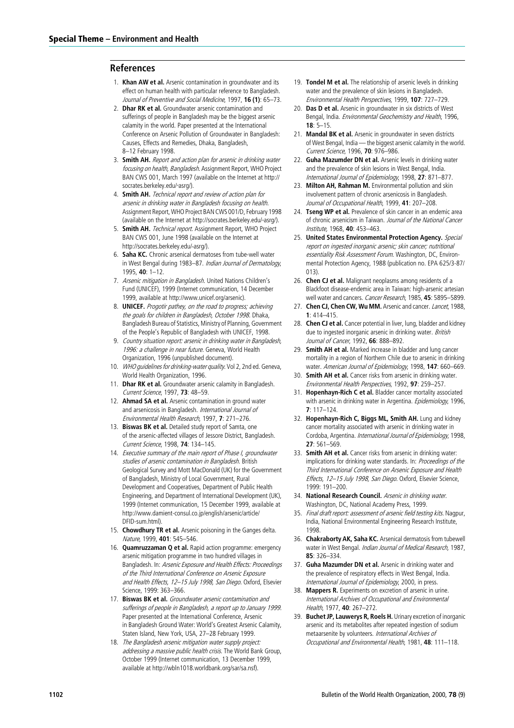## References

1. **Khan AW et al.** Arsenic contamination in groundwater and its effect on human health with particular reference to Bangladesh. *Journal of Preventive and Social Medicine*, 1997, **16 (1)**: 65–73.
2. **Dhar RK et al.** Groundwater arsenic contamination and sufferings of people in Bangladesh may be the biggest arsenic calamity in the world. Paper presented at the International Conference on Arsenic Pollution of Groundwater in Bangladesh: Causes, Effects and Remedies, Dhaka, Bangladesh, 8–12 February 1998.
3. **Smith AH.** *Report and action plan for arsenic in drinking water focusing on health, Bangladesh.* Assignment Report, WHO Project BAN CWS 001, March 1997 (available on the Internet at http://socrates.berkeley.edu/-asrg/).
4. **Smith AH.** *Technical report and review of action plan for arsenic in drinking water in Bangladesh focusing on health.* Assignment Report, WHO Project BAN CWS 001/D, February 1998 (available on the Internet at http://socrates.berkeley.edu/-asrg/).
5. **Smith AH.** *Technical report.* Assignment Report, WHO Project BAN CWS 001, June 1998 (available on the Internet at http://socrates.berkeley.edu/-asrg/).
6. **Saha KC.** Chronic arsenical dermatoses from tube-well water in West Bengal during 1983–87. *Indian Journal of Dermatology*, 1995, **40**: 1–12.
7. *Arsenic mitigation in Bangladesh.* United Nations Children's Fund (UNICEF), 1999 (Internet communication, 14 December 1999, available at http://www.unicef.org/arsenic).
8. **UNICEF.** *Progotir pathey, on the road to progress; achieving the goals for children in Bangladesh, October 1998.* Dhaka, Bangladesh Bureau of Statistics, Ministry of Planning, Government of the People's Republic of Bangladesh with UNICEF, 1998.
9. *Country situation report: arsenic in drinking water in Bangladesh, 1996: a challenge in near future.* Geneva, World Health Organization, 1996 (unpublished document).
10. *WHO guidelines for drinking-water quality.* Vol 2, 2nd ed. Geneva, World Health Organization, 1996.
11. **Dhar RK et al.** Groundwater arsenic calamity in Bangladesh. *Current Science*, 1997, **73**: 48–59.
12. **Ahmad SA et al.** Arsenic contamination in ground water and arsenicosis in Bangladesh. *International Journal of Environmental Health Research*, 1997, **7**: 271–276.
13. **Biswas BK et al.** Detailed study report of Samta, one of the arsenic-affected villages of Jessore District, Bangladesh. *Current Science*, 1998, **74**: 134–145.
14. *Executive summary of the main report of Phase I, groundwater studies of arsenic contamination in Bangladesh.* British Geological Survey and Mott MacDonald (UK) for the Government of Bangladesh, Ministry of Local Government, Rural Development and Cooperatives, Department of Public Health Engineering, and Department of International Development (UK), 1999 (Internet communication, 15 December 1999, available at http://www.damient-consul.co.jp/english/arsenic/article/DFID-sum.html).
15. **Chowdhury TR et al.** Arsenic poisoning in the Ganges delta. *Nature*, 1999, **401**: 545–546.
16. **Quamruzzaman Q et al.** Rapid action programme: emergency arsenic mitigation programme in two hundred villages in Bangladesh. In: *Arsenic Exposure and Health Effects: Proceedings of the Third International Conference on Arsenic Exposure and Health Effects, 12–15 July 1998, San Diego.* Oxford, Elsevier Science, 1999: 363–366.
17. **Biswas BK et al.** *Groundwater arsenic contamination and sufferings of people in Bangladesh, a report up to January 1999.* Paper presented at the International Conference, Arsenic in Bangladesh Ground Water: World's Greatest Arsenic Calamity, Staten Island, New York, USA, 27–28 February 1999.
18. *The Bangladesh arsenic mitigation water supply project: addressing a massive public health crisis.* The World Bank Group, October 1999 (Internet communication, 13 December 1999, available at http://wbln1018.worldbank.org/sar/sa.nsf).
19. **Tondel M et al.** The relationship of arsenic levels in drinking water and the prevalence of skin lesions in Bangladesh. *Environmental Health Perspectives*, 1999, **107**: 727–729.
20. **Das D et al.** Arsenic in groundwater in six districts of West Bengal, India. *Environmental Geochemistry and Health*, 1996, **18**: 5–15.
21. **Mandal BK et al.** Arsenic in groundwater in seven districts of West Bengal, India — the biggest arsenic calamity in the world. *Current Science*, 1996, **70**: 976–986.
22. **Guha Mazumder DN et al.** Arsenic levels in drinking water and the prevalence of skin lesions in West Bengal, India. *International Journal of Epidemiology*, 1998, **27**: 871–877.
23. **Milton AH, Rahman M.** Environmental pollution and skin involvement pattern of chronic arsenicosis in Bangladesh. *Journal of Occupational Health*, 1999, **41**: 207–208.
24. **Tseng WP et al.** Prevalence of skin cancer in an endemic area of chronic arsenicism in Taiwan. *Journal of the National Cancer Institute*, 1968, **40**: 453–463.
25. **United States Environmental Protection Agency.** *Special report on ingested inorganic arsenic; skin cancer; nutritional essentiality Risk Assessment Forum.* Washington, DC, Environmental Protection Agency, 1988 (publication no. EPA 625/3-87/013).
26. **Chen CJ et al.** Malignant neoplasms among residents of a Blackfoot disease-endemic area in Taiwan: high-arsenic artesian well water and cancers. *Cancer Research*, 1985, **45**: 5895–5899.
27. **Chen CJ, Chen CW, Wu MM.** Arsenic and cancer. *Lancet*, 1988, **1**: 414–415.
28. **Chen CJ et al.** Cancer potential in liver, lung, bladder and kidney due to ingested inorganic arsenic in drinking water. *British Journal of Cancer*, 1992, **66**: 888–892.
29. **Smith AH et al.** Marked increase in bladder and lung cancer mortality in a region of Northern Chile due to arsenic in drinking water. *American Journal of Epidemiology*, 1998, **147**: 660–669.
30. **Smith AH et al.** Cancer risks from arsenic in drinking water. *Environmental Health Perspectives*, 1992, **97**: 259–257.
31. **Hopenhayn-Rich C et al.** Bladder cancer mortality associated with arsenic in drinking water in Argentina. *Epidemiology*, 1996, **7**: 117–124.
32. **Hopenhayn-Rich C, Biggs ML, Smith AH.** Lung and kidney cancer mortality associated with arsenic in drinking water in Cordoba, Argentina. *International Journal of Epidemiology*, 1998, **27**: 561–569.
33. **Smith AH et al.** Cancer risks from arsenic in drinking water: implications for drinking water standards. In: *Proceedings of the Third International Conference on Arsenic Exposure and Health Effects, 12–15 July 1998, San Diego.* Oxford, Elsevier Science, 1999: 191–200.
34. **National Research Council.** *Arsenic in drinking water.* Washington, DC, National Academy Press, 1999.
35. *Final draft report: assessment of arsenic field testing kits.* Nagpur, India, National Environmental Engineering Research Institute, 1998.
36. **Chakraborty AK, Saha KC.** Arsenical dermatosis from tubewell water in West Bengal. *Indian Journal of Medical Research*, 1987, **85**: 326–334.
37. **Guha Mazumder DN et al.** Arsenic in drinking water and the prevalence of respiratory effects in West Bengal, India. *International Journal of Epidemiology*, 2000, in press.
38. **Mappers R.** Experiments on excretion of arsenic in urine. *International Archives of Occupational and Environmental Health*, 1977, **40**: 267–272.
39. **Buchet JP, Lauwerys R, Roels H.** Urinary excretion of inorganic arsenic and its metabolites after repeated ingestion of sodium metaarsenite by volunteers. *International Archives of Occupational and Environmental Health*, 1981, **48**: 111–118.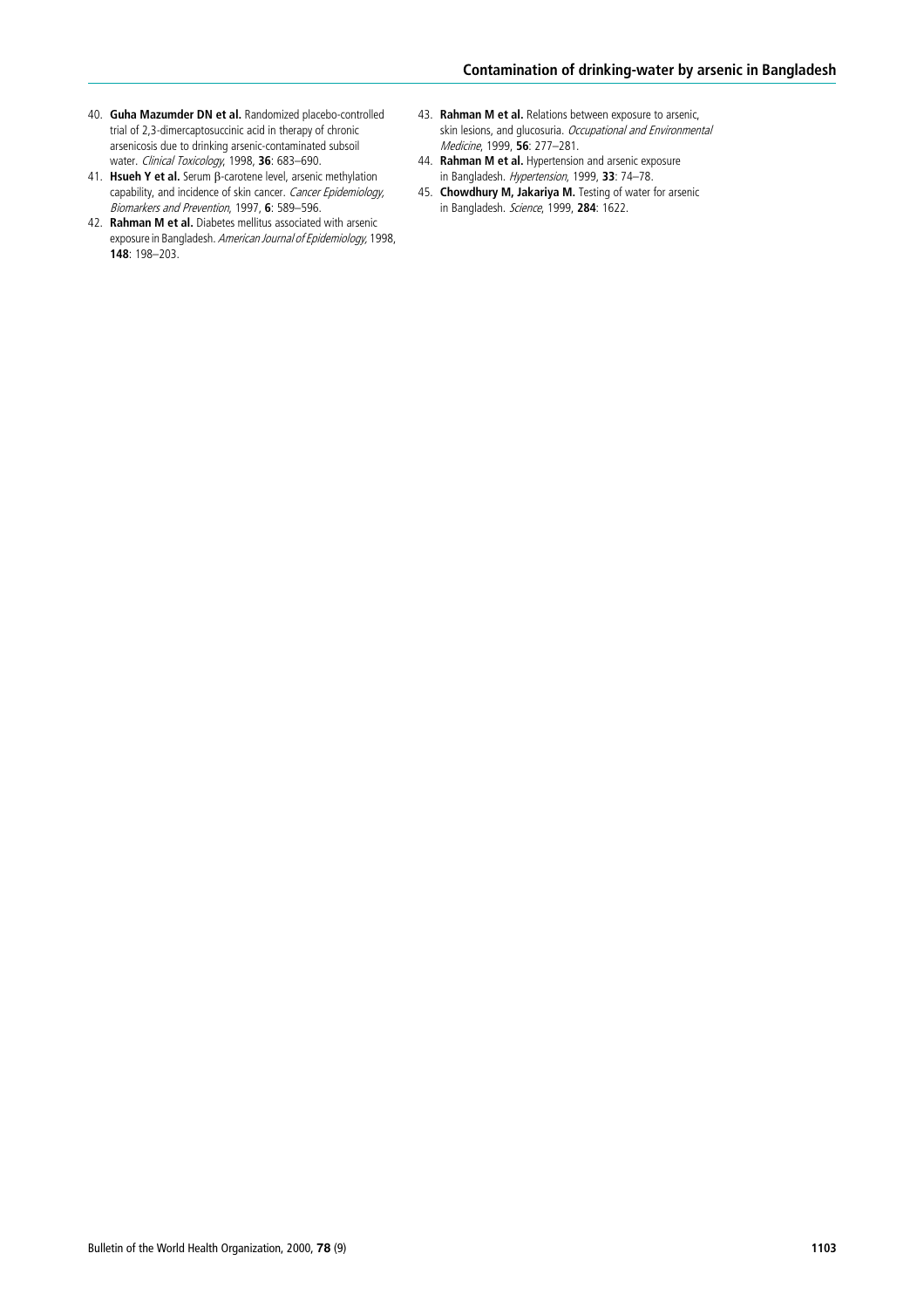40. **Guha Mazumder DN et al.** Randomized placebo-controlled trial of 2,3-dimercaptosuccinic acid in therapy of chronic arsenicosis due to drinking arsenic-contaminated subsoil water. *Clinical Toxicology*, 1998, **36**: 683–690.
41. **Hsueh Y et al.** Serum β-carotene level, arsenic methylation capability, and incidence of skin cancer. *Cancer Epidemiology, Biomarkers and Prevention*, 1997, **6**: 589–596.
42. **Rahman M et al.** Diabetes mellitus associated with arsenic exposure in Bangladesh. *American Journal of Epidemiology*, 1998, **148**: 198–203.
43. **Rahman M et al.** Relations between exposure to arsenic, skin lesions, and glucosuria. *Occupational and Environmental Medicine*, 1999, **56**: 277–281.
44. **Rahman M et al.** Hypertension and arsenic exposure in Bangladesh. *Hypertension*, 1999, **33**: 74–78.
45. **Chowdhury M, Jakariya M.** Testing of water for arsenic in Bangladesh. *Science*, 1999, **284**: 1622.